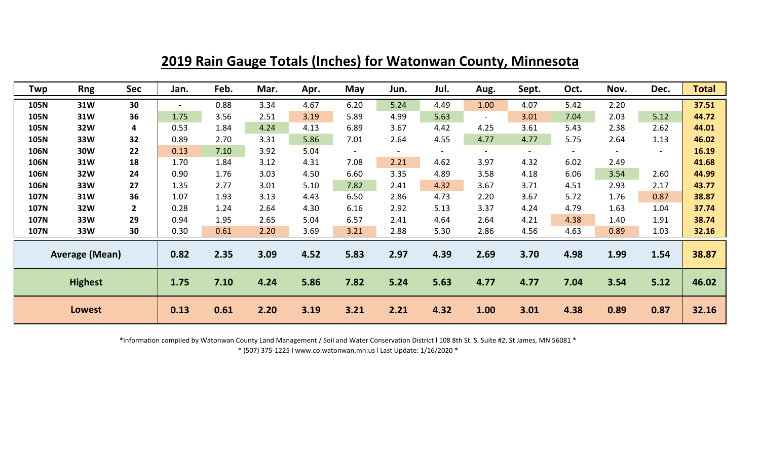# 2019 Rain Gauge Totals (Inches) for Watonwan County, Minnesota

| Twp | Rng | Sec | Jan. | Feb. | Mar. | Apr. | May | Jun. | Jul. | Aug. | Sept. | Oct. | Nov. | Dec. | Total |
|---|---|---|---|---|---|---|---|---|---|---|---|---|---|---|---|
| 105N | 31W | 30 | - | 0.88 | 3.34 | 4.67 | 6.20 | 5.24 | 4.49 | 1.00 | 4.07 | 5.42 | 2.20 | | 37.51 |
| 105N | 31W | 36 | 1.75 | 3.56 | 2.51 | 3.19 | 5.89 | 4.99 | 5.63 | - | 3.01 | 7.04 | 2.03 | 5.12 | 44.72 |
| 105N | 32W | 4 | 0.53 | 1.84 | 4.24 | 4.13 | 6.89 | 3.67 | 4.42 | 4.25 | 3.61 | 5.43 | 2.38 | 2.62 | 44.01 |
| 105N | 33W | 32 | 0.89 | 2.70 | 3.31 | 5.86 | 7.01 | 2.64 | 4.55 | 4.77 | 4.77 | 5.75 | 2.64 | 1.13 | 46.02 |
| 106N | 30W | 22 | 0.13 | 7.10 | 3.92 | 5.04 | - | - | - | - | - | - | - | - | 16.19 |
| 106N | 31W | 18 | 1.70 | 1.84 | 3.12 | 4.31 | 7.08 | 2.21 | 4.62 | 3.97 | 4.32 | 6.02 | 2.49 | | 41.68 |
| 106N | 32W | 24 | 0.90 | 1.76 | 3.03 | 4.50 | 6.60 | 3.35 | 4.89 | 3.58 | 4.18 | 6.06 | 3.54 | 2.60 | 44.99 |
| 106N | 33W | 27 | 1.35 | 2.77 | 3.01 | 5.10 | 7.82 | 2.41 | 4.32 | 3.67 | 3.71 | 4.51 | 2.93 | 2.17 | 43.77 |
| 107N | 31W | 36 | 1.07 | 1.93 | 3.13 | 4.43 | 6.50 | 2.86 | 4.73 | 2.20 | 3.67 | 5.72 | 1.76 | 0.87 | 38.87 |
| 107N | 32W | 2 | 0.28 | 1.24 | 2.64 | 4.30 | 6.16 | 2.92 | 5.13 | 3.37 | 4.24 | 4.79 | 1.63 | 1.04 | 37.74 |
| 107N | 33W | 29 | 0.94 | 1.95 | 2.65 | 5.04 | 6.57 | 2.41 | 4.64 | 2.64 | 4.21 | 4.38 | 1.40 | 1.91 | 38.74 |
| 107N | 33W | 30 | 0.30 | 0.61 | 2.20 | 3.69 | 3.21 | 2.88 | 5.30 | 2.86 | 4.56 | 4.63 | 0.89 | 1.03 | 32.16 |
| **Average (Mean)** | | | **0.82** | **2.35** | **3.09** | **4.52** | **5.83** | **2.97** | **4.39** | **2.69** | **3.70** | **4.98** | **1.99** | **1.54** | **38.87** |
| **Highest** | | | **1.75** | **7.10** | **4.24** | **5.86** | **7.82** | **5.24** | **5.63** | **4.77** | **4.77** | **7.04** | **3.54** | **5.12** | **46.02** |
| **Lowest** | | | **0.13** | **0.61** | **2.20** | **3.19** | **3.21** | **2.21** | **4.32** | **1.00** | **3.01** | **4.38** | **0.89** | **0.87** | **32.16** |

*Information compiled by Watonwan County Land Management / Soil and Water Conservation District l 108 8th St. S. Suite #2, St James, MN 56081 *

* (507) 375-1225 l www.co.watonwan.mn.us l Last Update: 1/16/2020 *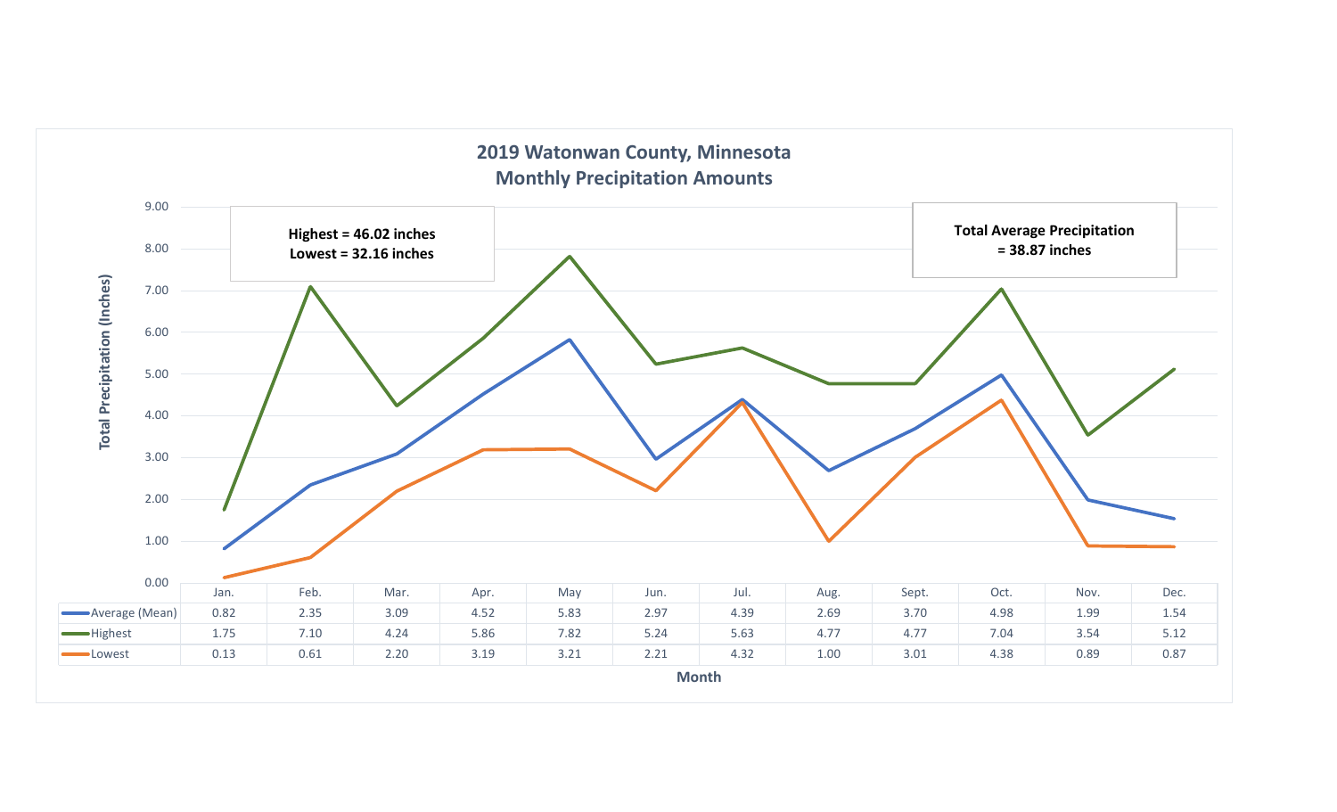**2019 Watonwan County, Minnesota**
**Monthly Precipitation Amounts**

Highest = 46.02 inches
Lowest = 32.16 inches

Total Average Precipitation
= 38.87 inches

Total Precipitation (Inches)

9.00
8.00
7.00
6.00
5.00
4.00
3.00
2.00
1.00
0.00

| | Jan. | Feb. | Mar. | Apr. | May | Jun. | Jul. | Aug. | Sept. | Oct. | Nov. | Dec. |
|---|---|---|---|---|---|---|---|---|---|---|---|---|
| Average (Mean) | 0.82 | 2.35 | 3.09 | 4.52 | 5.83 | 2.97 | 4.39 | 2.69 | 3.70 | 4.98 | 1.99 | 1.54 |
| Highest | 1.75 | 7.10 | 4.24 | 5.86 | 7.82 | 5.24 | 5.63 | 4.77 | 4.77 | 7.04 | 3.54 | 5.12 |
| Lowest | 0.13 | 0.61 | 2.20 | 3.19 | 3.21 | 2.21 | 4.32 | 1.00 | 3.01 | 4.38 | 0.89 | 0.87 |

Month